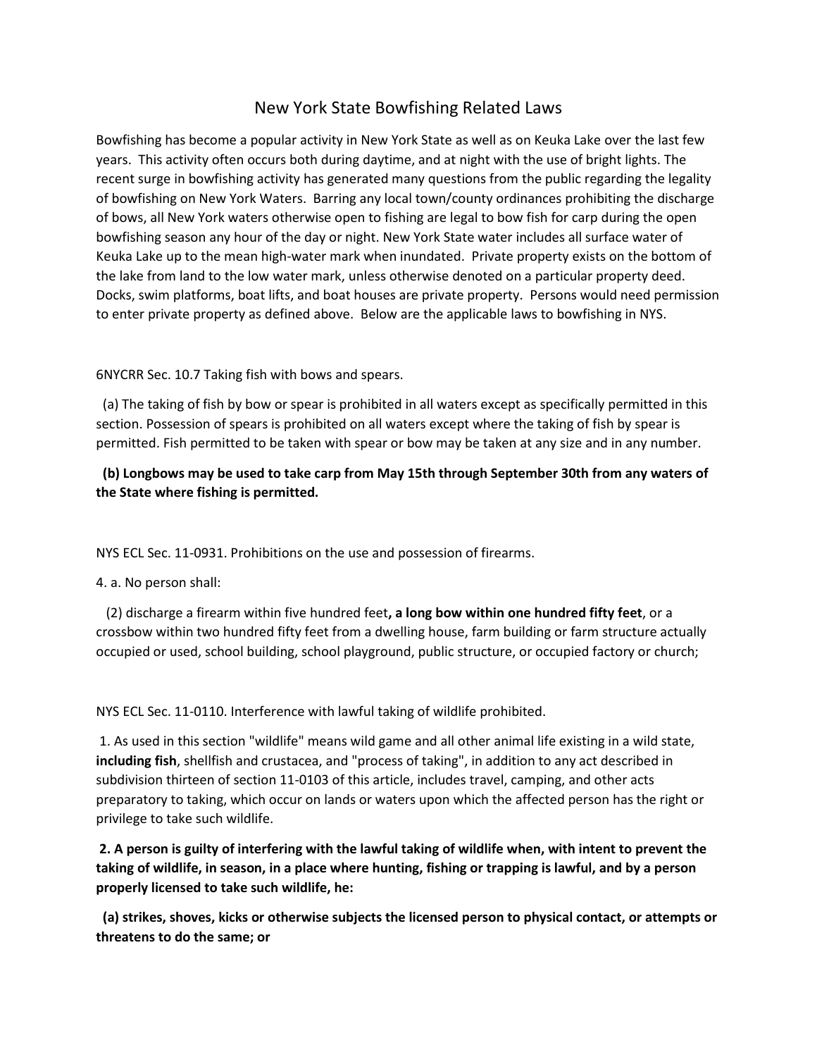# New York State Bowfishing Related Laws

Bowfishing has become a popular activity in New York State as well as on Keuka Lake over the last few years. This activity often occurs both during daytime, and at night with the use of bright lights. The recent surge in bowfishing activity has generated many questions from the public regarding the legality of bowfishing on New York Waters. Barring any local town/county ordinances prohibiting the discharge of bows, all New York waters otherwise open to fishing are legal to bow fish for carp during the open bowfishing season any hour of the day or night. New York State water includes all surface water of Keuka Lake up to the mean high-water mark when inundated. Private property exists on the bottom of the lake from land to the low water mark, unless otherwise denoted on a particular property deed. Docks, swim platforms, boat lifts, and boat houses are private property. Persons would need permission to enter private property as defined above. Below are the applicable laws to bowfishing in NYS.

6NYCRR Sec. 10.7 Taking fish with bows and spears.

(a) The taking of fish by bow or spear is prohibited in all waters except as specifically permitted in this section. Possession of spears is prohibited on all waters except where the taking of fish by spear is permitted. Fish permitted to be taken with spear or bow may be taken at any size and in any number.

**(b) Longbows may be used to take carp from May 15th through September 30th from any waters of the State where fishing is permitted.**

NYS ECL Sec. 11-0931. Prohibitions on the use and possession of firearms.

4\. a. No person shall:

(2) discharge a firearm within five hundred feet**, a long bow within one hundred fifty feet**, or a crossbow within two hundred fifty feet from a dwelling house, farm building or farm structure actually occupied or used, school building, school playground, public structure, or occupied factory or church;

NYS ECL Sec. 11-0110. Interference with lawful taking of wildlife prohibited.

1\. As used in this section "wildlife" means wild game and all other animal life existing in a wild state, **including fish**, shellfish and crustacea, and "process of taking", in addition to any act described in subdivision thirteen of section 11-0103 of this article, includes travel, camping, and other acts preparatory to taking, which occur on lands or waters upon which the affected person has the right or privilege to take such wildlife.

**2. A person is guilty of interfering with the lawful taking of wildlife when, with intent to prevent the taking of wildlife, in season, in a place where hunting, fishing or trapping is lawful, and by a person properly licensed to take such wildlife, he:**

**(a) strikes, shoves, kicks or otherwise subjects the licensed person to physical contact, or attempts or threatens to do the same; or**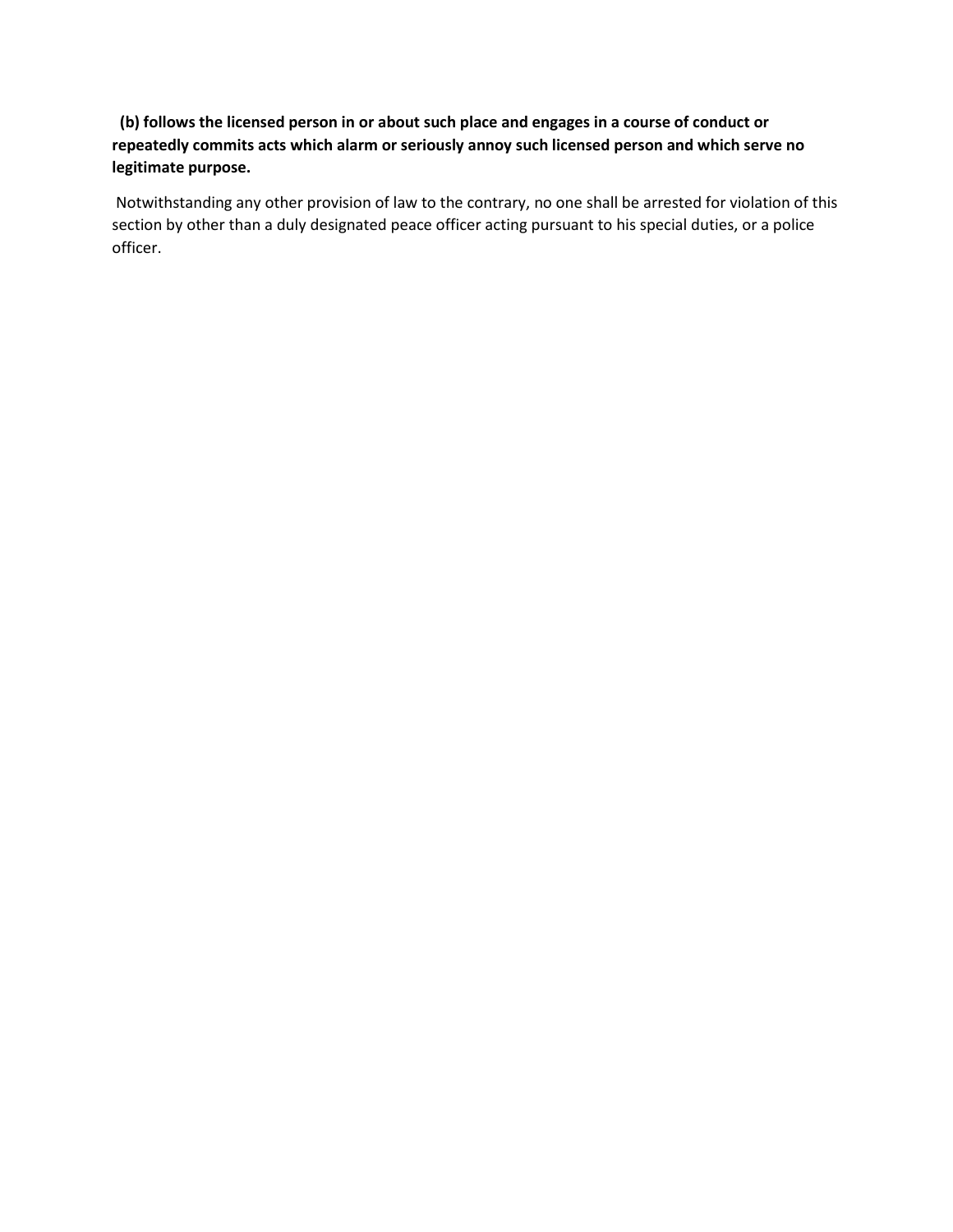**(b) follows the licensed person in or about such place and engages in a course of conduct or repeatedly commits acts which alarm or seriously annoy such licensed person and which serve no legitimate purpose.**

Notwithstanding any other provision of law to the contrary, no one shall be arrested for violation of this section by other than a duly designated peace officer acting pursuant to his special duties, or a police officer.